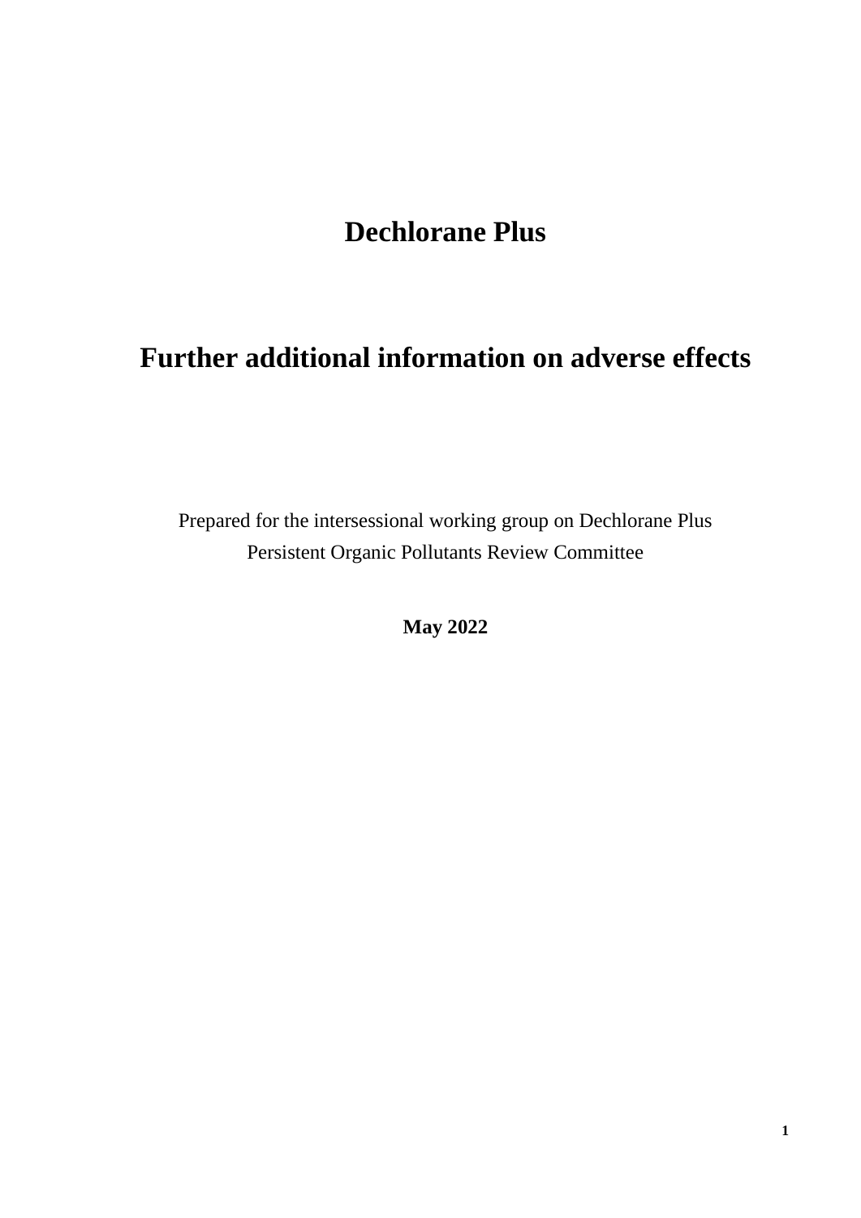# Dechlorane Plus

# Further additional information on adverse effects

Prepared for the intersessional working group on Dechlorane Plus
Persistent Organic Pollutants Review Committee

**May 2022**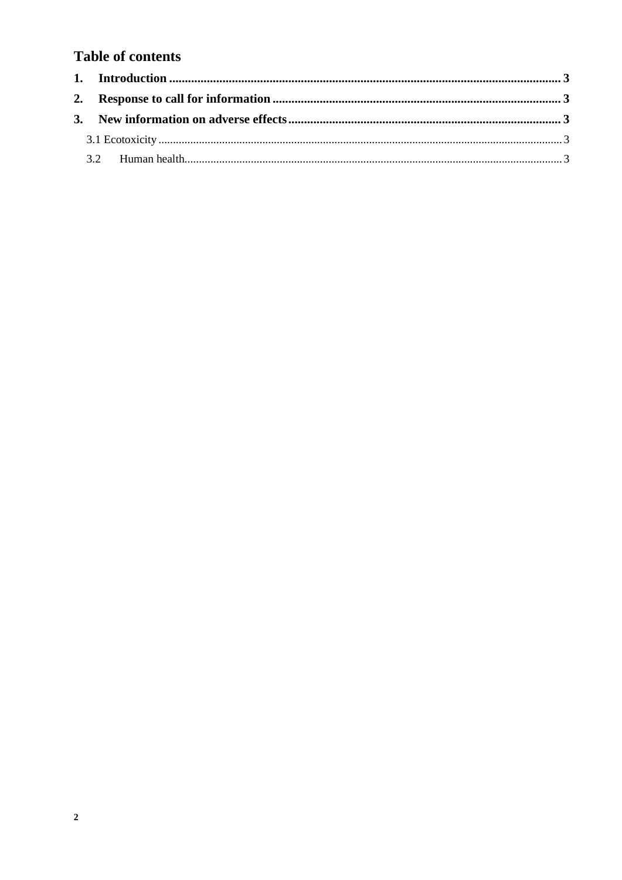## Table of contents

**1. Introduction ..... 3**

**2. Response to call for information ..... 3**

**3. New information on adverse effects ..... 3**

3.1 Ecotoxicity ..... 3

3.2 Human health ..... 3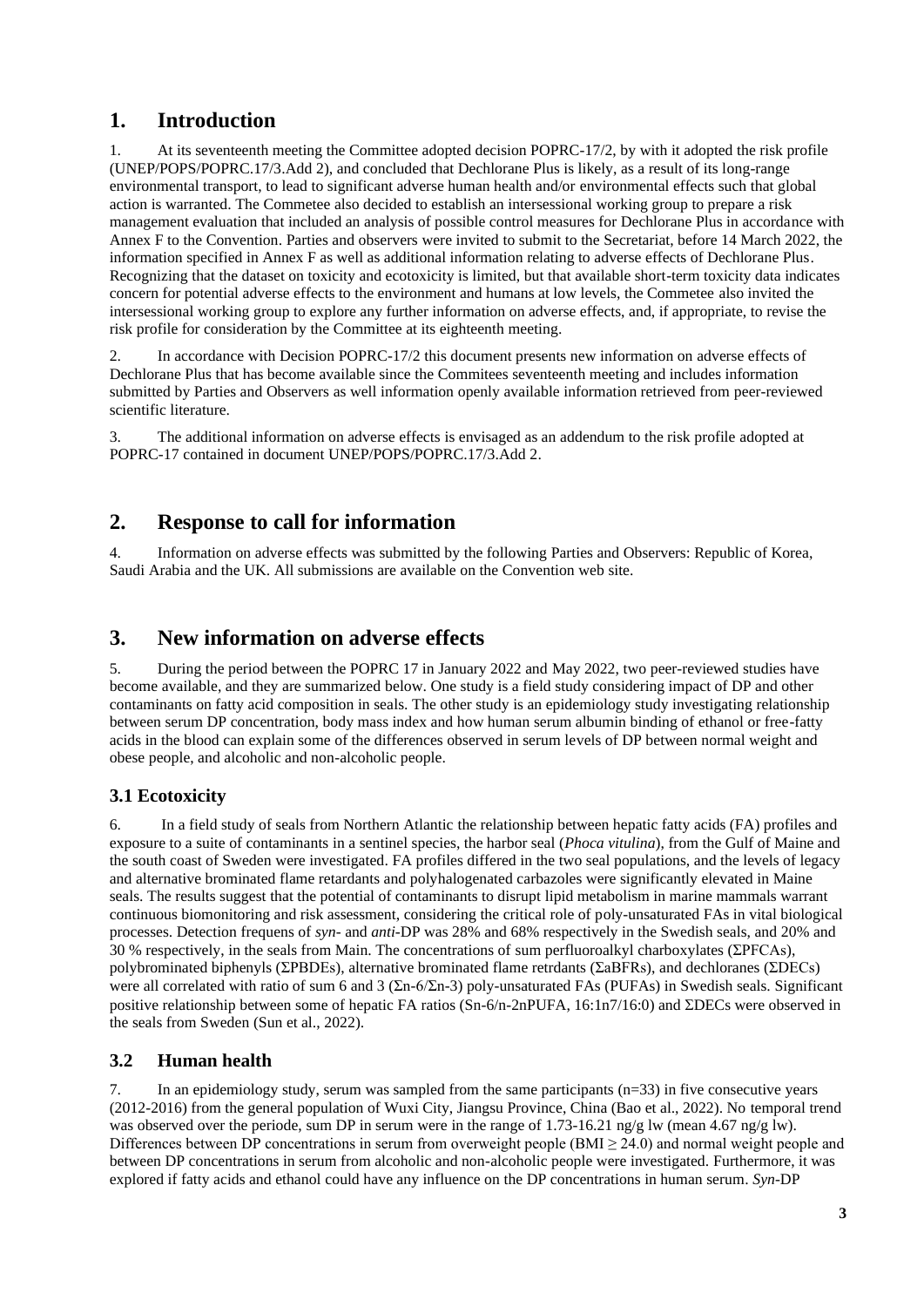# 1. Introduction

1. At its seventeenth meeting the Committee adopted decision POPRC-17/2, by with it adopted the risk profile (UNEP/POPS/POPRC.17/3.Add 2), and concluded that Dechlorane Plus is likely, as a result of its long-range environmental transport, to lead to significant adverse human health and/or environmental effects such that global action is warranted. The Commetee also decided to establish an intersessional working group to prepare a risk management evaluation that included an analysis of possible control measures for Dechlorane Plus in accordance with Annex F to the Convention. Parties and observers were invited to submit to the Secretariat, before 14 March 2022, the information specified in Annex F as well as additional information relating to adverse effects of Dechlorane Plus. Recognizing that the dataset on toxicity and ecotoxicity is limited, but that available short-term toxicity data indicates concern for potential adverse effects to the environment and humans at low levels, the Commetee also invited the intersessional working group to explore any further information on adverse effects, and, if appropriate, to revise the risk profile for consideration by the Committee at its eighteenth meeting.

2. In accordance with Decision POPRC-17/2 this document presents new information on adverse effects of Dechlorane Plus that has become available since the Commitees seventeenth meeting and includes information submitted by Parties and Observers as well information openly available information retrieved from peer-reviewed scientific literature.

3. The additional information on adverse effects is envisaged as an addendum to the risk profile adopted at POPRC-17 contained in document UNEP/POPS/POPRC.17/3.Add 2.

# 2. Response to call for information

4. Information on adverse effects was submitted by the following Parties and Observers: Republic of Korea, Saudi Arabia and the UK. All submissions are available on the Convention web site.

# 3. New information on adverse effects

5. During the period between the POPRC 17 in January 2022 and May 2022, two peer-reviewed studies have become available, and they are summarized below. One study is a field study considering impact of DP and other contaminants on fatty acid composition in seals. The other study is an epidemiology study investigating relationship between serum DP concentration, body mass index and how human serum albumin binding of ethanol or free-fatty acids in the blood can explain some of the differences observed in serum levels of DP between normal weight and obese people, and alcoholic and non-alcoholic people.

## 3.1 Ecotoxicity

6. In a field study of seals from Northern Atlantic the relationship between hepatic fatty acids (FA) profiles and exposure to a suite of contaminants in a sentinel species, the harbor seal (*Phoca vitulina*), from the Gulf of Maine and the south coast of Sweden were investigated. FA profiles differed in the two seal populations, and the levels of legacy and alternative brominated flame retardants and polyhalogenated carbazoles were significantly elevated in Maine seals. The results suggest that the potential of contaminants to disrupt lipid metabolism in marine mammals warrant continuous biomonitoring and risk assessment, considering the critical role of poly-unsaturated FAs in vital biological processes. Detection frequens of *syn*- and *anti*-DP was 28% and 68% respectively in the Swedish seals, and 20% and 30 % respectively, in the seals from Main. The concentrations of sum perfluoroalkyl charboxylates (ΣPFCAs), polybrominated biphenyls (ΣPBDEs), alternative brominated flame retrdants (ΣaBFRs), and dechloranes (ΣDECs) were all correlated with ratio of sum 6 and 3 (Σn-6/Σn-3) poly-unsaturated FAs (PUFAs) in Swedish seals. Significant positive relationship between some of hepatic FA ratios (Sn-6/n-2nPUFA, 16:1n7/16:0) and ΣDECs were observed in the seals from Sweden (Sun et al., 2022).

## 3.2 Human health

7. In an epidemiology study, serum was sampled from the same participants (n=33) in five consecutive years (2012-2016) from the general population of Wuxi City, Jiangsu Province, China (Bao et al., 2022). No temporal trend was observed over the periode, sum DP in serum were in the range of 1.73-16.21 ng/g lw (mean 4.67 ng/g lw). Differences between DP concentrations in serum from overweight people (BMI $\geq$ 24.0) and normal weight people and between DP concentrations in serum from alcoholic and non-alcoholic people were investigated. Furthermore, it was explored if fatty acids and ethanol could have any influence on the DP concentrations in human serum. *Syn*-DP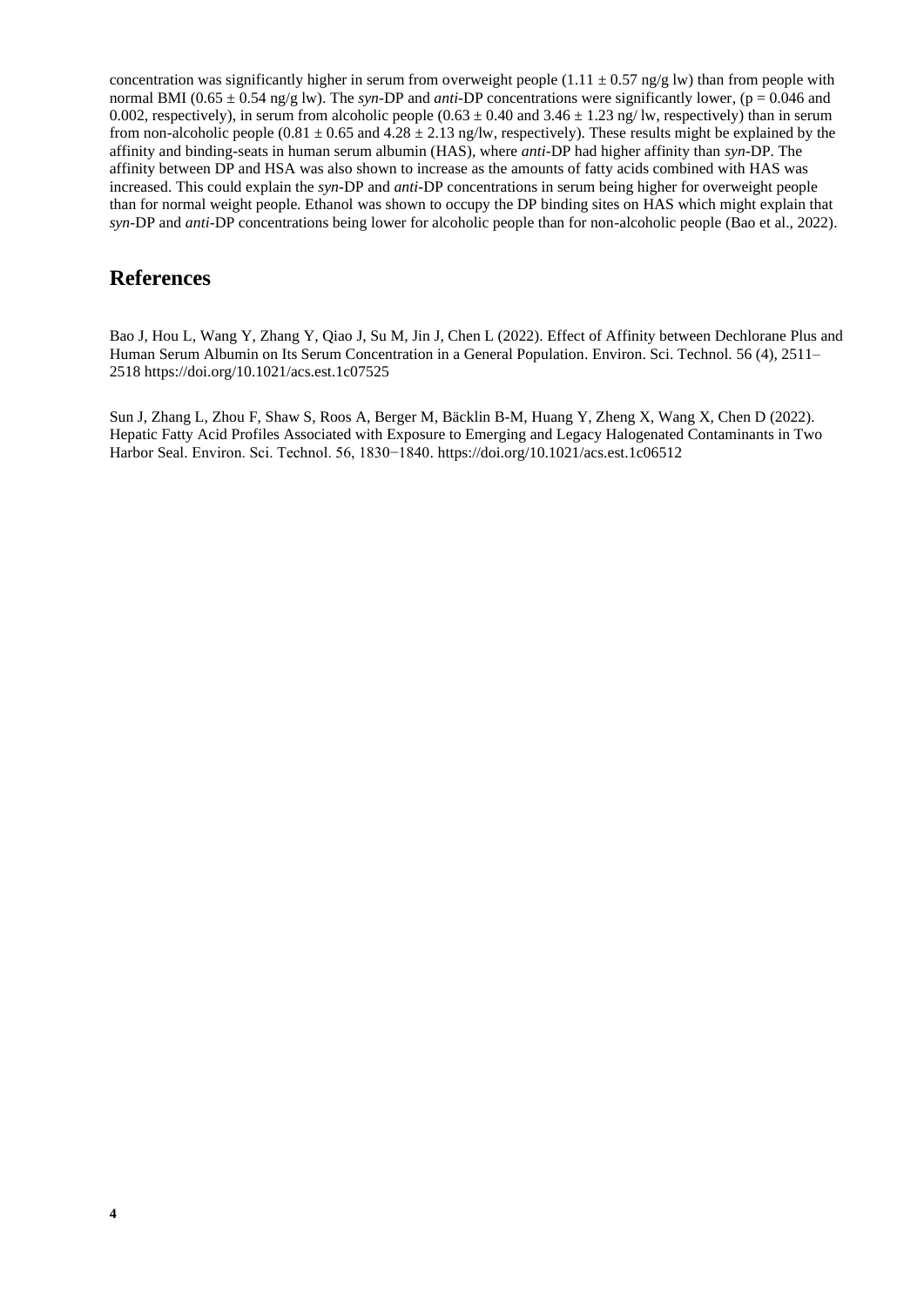concentration was significantly higher in serum from overweight people (1.11 ± 0.57 ng/g lw) than from people with normal BMI (0.65 ± 0.54 ng/g lw). The *syn*-DP and *anti*-DP concentrations were significantly lower, (p = 0.046 and 0.002, respectively), in serum from alcoholic people (0.63 ± 0.40 and 3.46 ± 1.23 ng/ lw, respectively) than in serum from non-alcoholic people (0.81 ± 0.65 and 4.28 ± 2.13 ng/lw, respectively). These results might be explained by the affinity and binding-seats in human serum albumin (HAS), where *anti*-DP had higher affinity than *syn*-DP. The affinity between DP and HSA was also shown to increase as the amounts of fatty acids combined with HAS was increased. This could explain the *syn*-DP and *anti*-DP concentrations in serum being higher for overweight people than for normal weight people. Ethanol was shown to occupy the DP binding sites on HAS which might explain that *syn*-DP and *anti*-DP concentrations being lower for alcoholic people than for non-alcoholic people (Bao et al., 2022).

## References

Bao J, Hou L, Wang Y, Zhang Y, Qiao J, Su M, Jin J, Chen L (2022). Effect of Affinity between Dechlorane Plus and Human Serum Albumin on Its Serum Concentration in a General Population. Environ. Sci. Technol. 56 (4), 2511–2518 https://doi.org/10.1021/acs.est.1c07525

Sun J, Zhang L, Zhou F, Shaw S, Roos A, Berger M, Bäcklin B-M, Huang Y, Zheng X, Wang X, Chen D (2022). Hepatic Fatty Acid Profiles Associated with Exposure to Emerging and Legacy Halogenated Contaminants in Two Harbor Seal. Environ. Sci. Technol. 56, 1830−1840. https://doi.org/10.1021/acs.est.1c06512